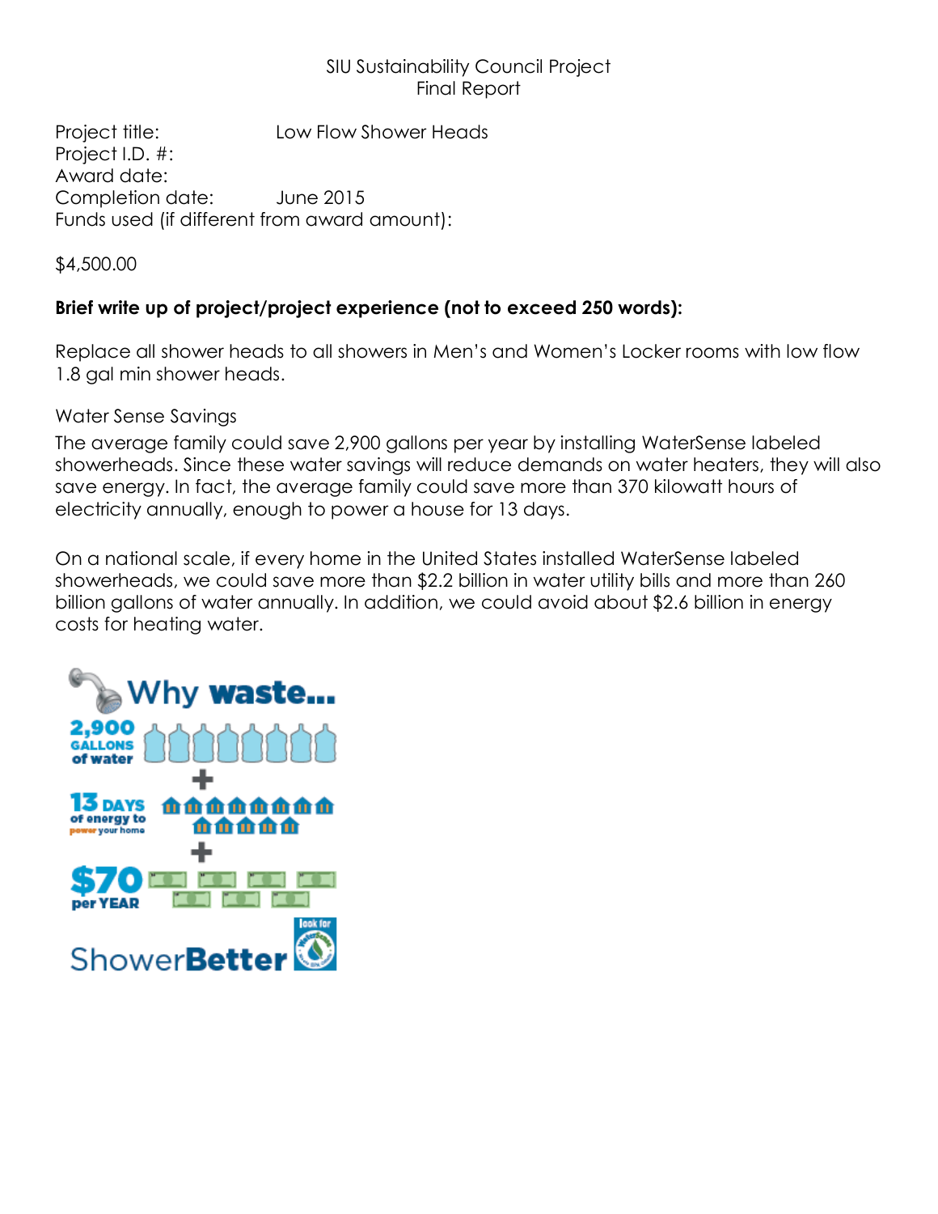SIU Sustainability Council Project
Final Report

Project title: Low Flow Shower Heads
Project I.D. #:
Award date:
Completion date: June 2015
Funds used (if different from award amount):

$4,500.00

**Brief write up of project/project experience (not to exceed 250 words):**

Replace all shower heads to all showers in Men's and Women's Locker rooms with low flow 1.8 gal min shower heads.

Water Sense Savings

The average family could save 2,900 gallons per year by installing WaterSense labeled showerheads. Since these water savings will reduce demands on water heaters, they will also save energy. In fact, the average family could save more than 370 kilowatt hours of electricity annually, enough to power a house for 13 days.

On a national scale, if every home in the United States installed WaterSense labeled showerheads, we could save more than $2.2 billion in water utility bills and more than 260 billion gallons of water annually. In addition, we could avoid about $2.6 billion in energy costs for heating water.

Why waste...

2,900 GALLONS of water
+
13 DAYS of energy to power your home
+
$70 per YEAR

ShowerBetter look for WaterSense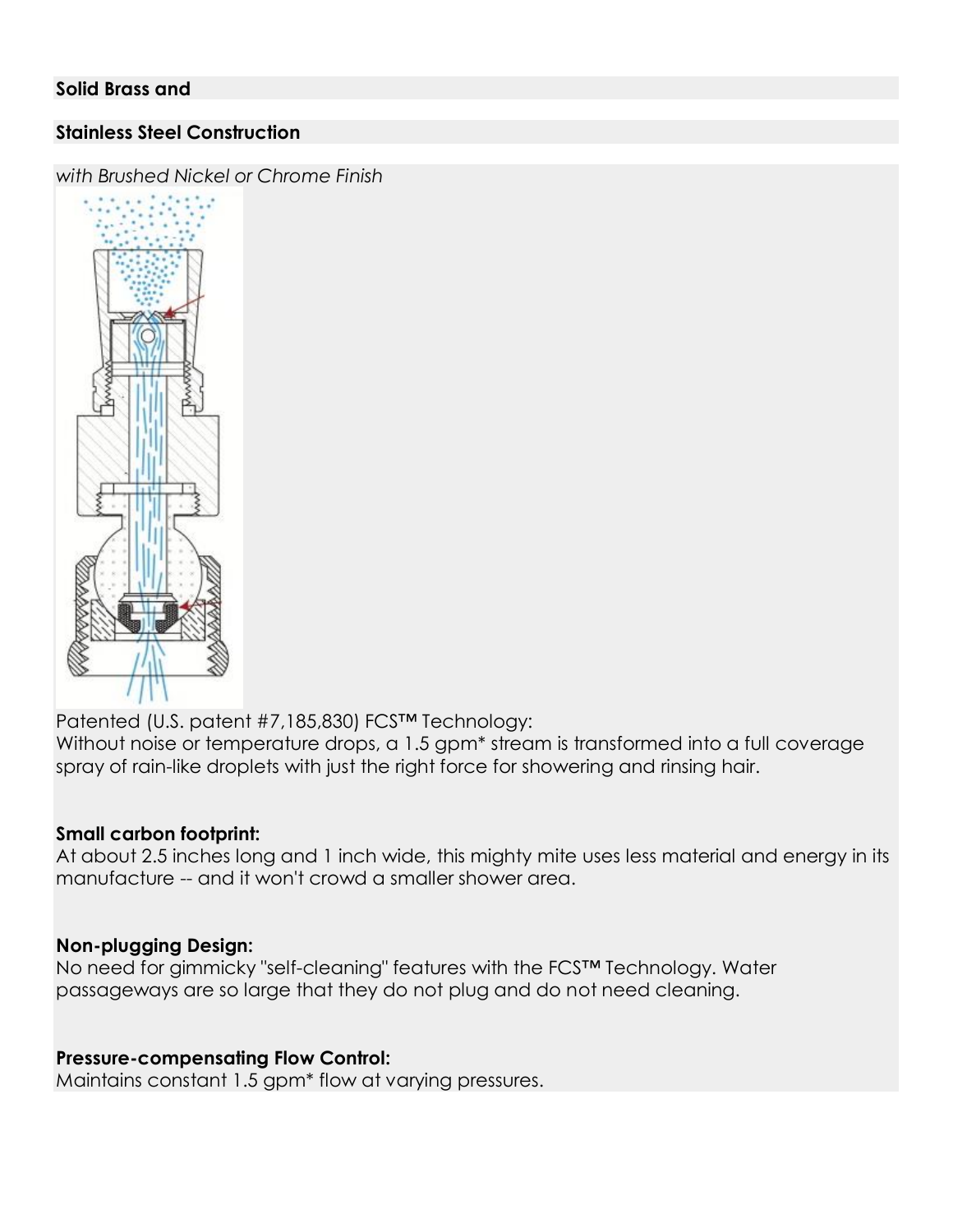**Solid Brass and**

**Stainless Steel Construction**

*with Brushed Nickel or Chrome Finish*

Patented (U.S. patent #7,185,830) FCS™ Technology:
Without noise or temperature drops, a 1.5 gpm* stream is transformed into a full coverage spray of rain-like droplets with just the right force for showering and rinsing hair.

**Small carbon footprint:**
At about 2.5 inches long and 1 inch wide, this mighty mite uses less material and energy in its manufacture -- and it won't crowd a smaller shower area.

**Non-plugging Design:**
No need for gimmicky "self-cleaning" features with the FCS™ Technology. Water passageways are so large that they do not plug and do not need cleaning.

**Pressure-compensating Flow Control:**
Maintains constant 1.5 gpm* flow at varying pressures.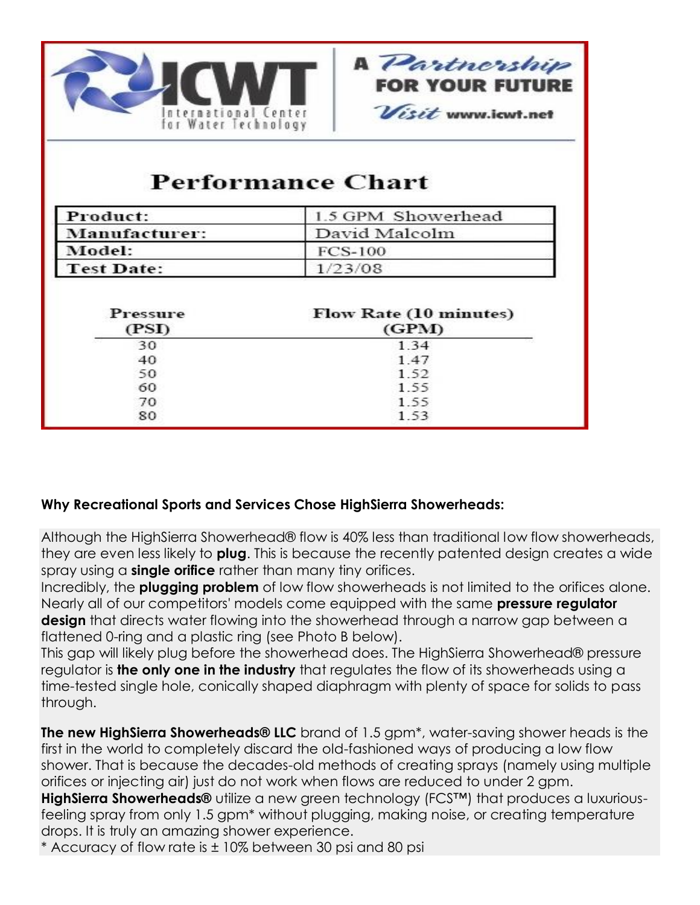**ICWT** International Center for Water Technology

A Partnership FOR YOUR FUTURE

Visit www.icwt.net

## Performance Chart

| Product: | 1.5 GPM Showerhead |
| --- | --- |
| Manufacturer: | David Malcolm |
| Model: | FCS-100 |
| Test Date: | 1/23/08 |

| Pressure (PSI) | Flow Rate (10 minutes) (GPM) |
| --- | --- |
| 30 | 1.34 |
| 40 | 1.47 |
| 50 | 1.52 |
| 60 | 1.55 |
| 70 | 1.55 |
| 80 | 1.53 |

**Why Recreational Sports and Services Chose HighSierra Showerheads:**

Although the HighSierra Showerhead® flow is 40% less than traditional low flow showerheads, they are even less likely to **plug**. This is because the recently patented design creates a wide spray using a **single orifice** rather than many tiny orifices.
Incredibly, the **plugging problem** of low flow showerheads is not limited to the orifices alone. Nearly all of our competitors' models come equipped with the same **pressure regulator design** that directs water flowing into the showerhead through a narrow gap between a flattened 0-ring and a plastic ring (see Photo B below).
This gap will likely plug before the showerhead does. The HighSierra Showerhead® pressure regulator is **the only one in the industry** that regulates the flow of its showerheads using a time-tested single hole, conically shaped diaphragm with plenty of space for solids to pass through.

**The new HighSierra Showerheads® LLC** brand of 1.5 gpm*, water-saving shower heads is the first in the world to completely discard the old-fashioned ways of producing a low flow shower. That is because the decades-old methods of creating sprays (namely using multiple orifices or injecting air) just do not work when flows are reduced to under 2 gpm.
**HighSierra Showerheads®** utilize a new green technology (FCS™) that produces a luxurious-feeling spray from only 1.5 gpm* without plugging, making noise, or creating temperature drops. It is truly an amazing shower experience.
* Accuracy of flow rate is ± 10% between 30 psi and 80 psi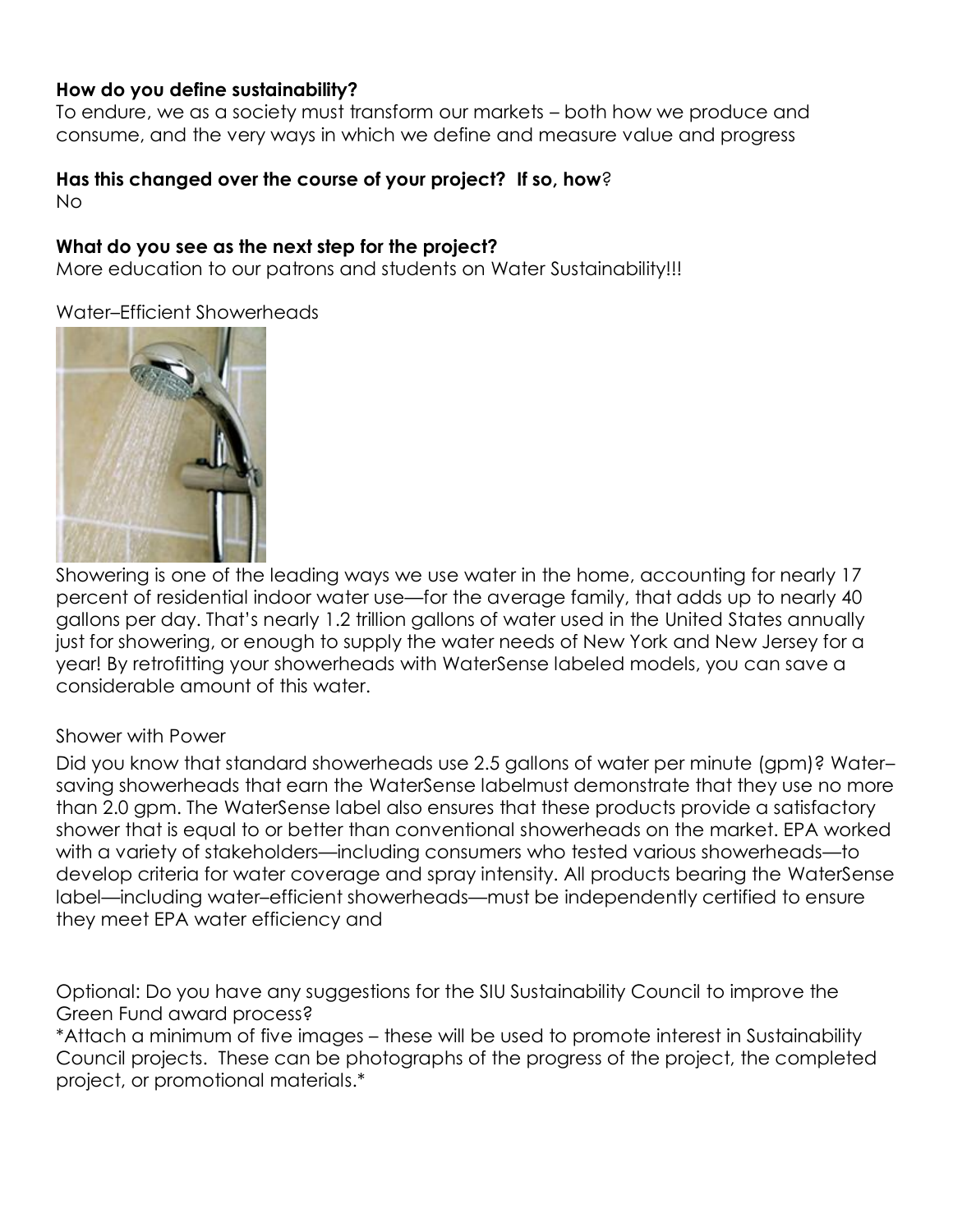**How do you define sustainability?**

To endure, we as a society must transform our markets – both how we produce and consume, and the very ways in which we define and measure value and progress

**Has this changed over the course of your project? If so, how**?

No

**What do you see as the next step for the project?**

More education to our patrons and students on Water Sustainability!!!

Water–Efficient Showerheads

Showering is one of the leading ways we use water in the home, accounting for nearly 17 percent of residential indoor water use—for the average family, that adds up to nearly 40 gallons per day. That's nearly 1.2 trillion gallons of water used in the United States annually just for showering, or enough to supply the water needs of New York and New Jersey for a year! By retrofitting your showerheads with WaterSense labeled models, you can save a considerable amount of this water.

Shower with Power

Did you know that standard showerheads use 2.5 gallons of water per minute (gpm)? Water–saving showerheads that earn the WaterSense labelmust demonstrate that they use no more than 2.0 gpm. The WaterSense label also ensures that these products provide a satisfactory shower that is equal to or better than conventional showerheads on the market. EPA worked with a variety of stakeholders—including consumers who tested various showerheads—to develop criteria for water coverage and spray intensity. All products bearing the WaterSense label—including water–efficient showerheads—must be independently certified to ensure they meet EPA water efficiency and

Optional: Do you have any suggestions for the SIU Sustainability Council to improve the Green Fund award process?

*Attach a minimum of five images – these will be used to promote interest in Sustainability Council projects. These can be photographs of the progress of the project, the completed project, or promotional materials.*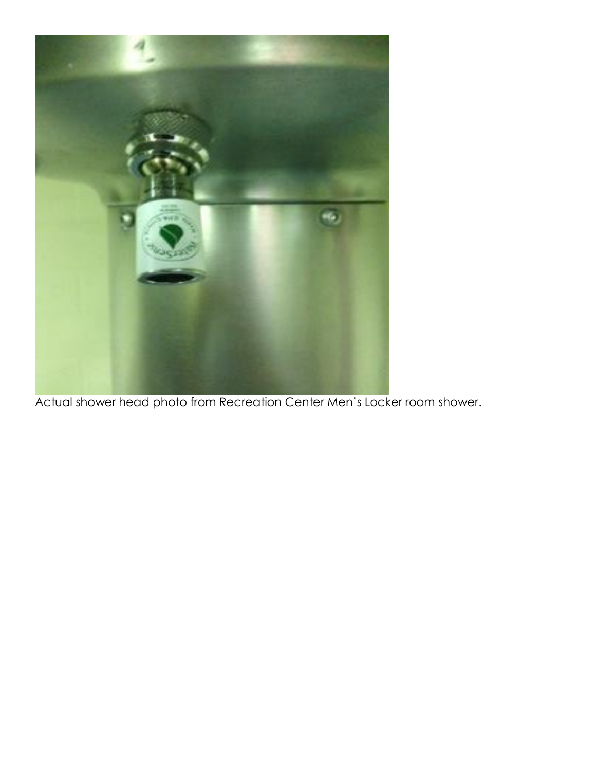Actual shower head photo from Recreation Center Men's Locker room shower.